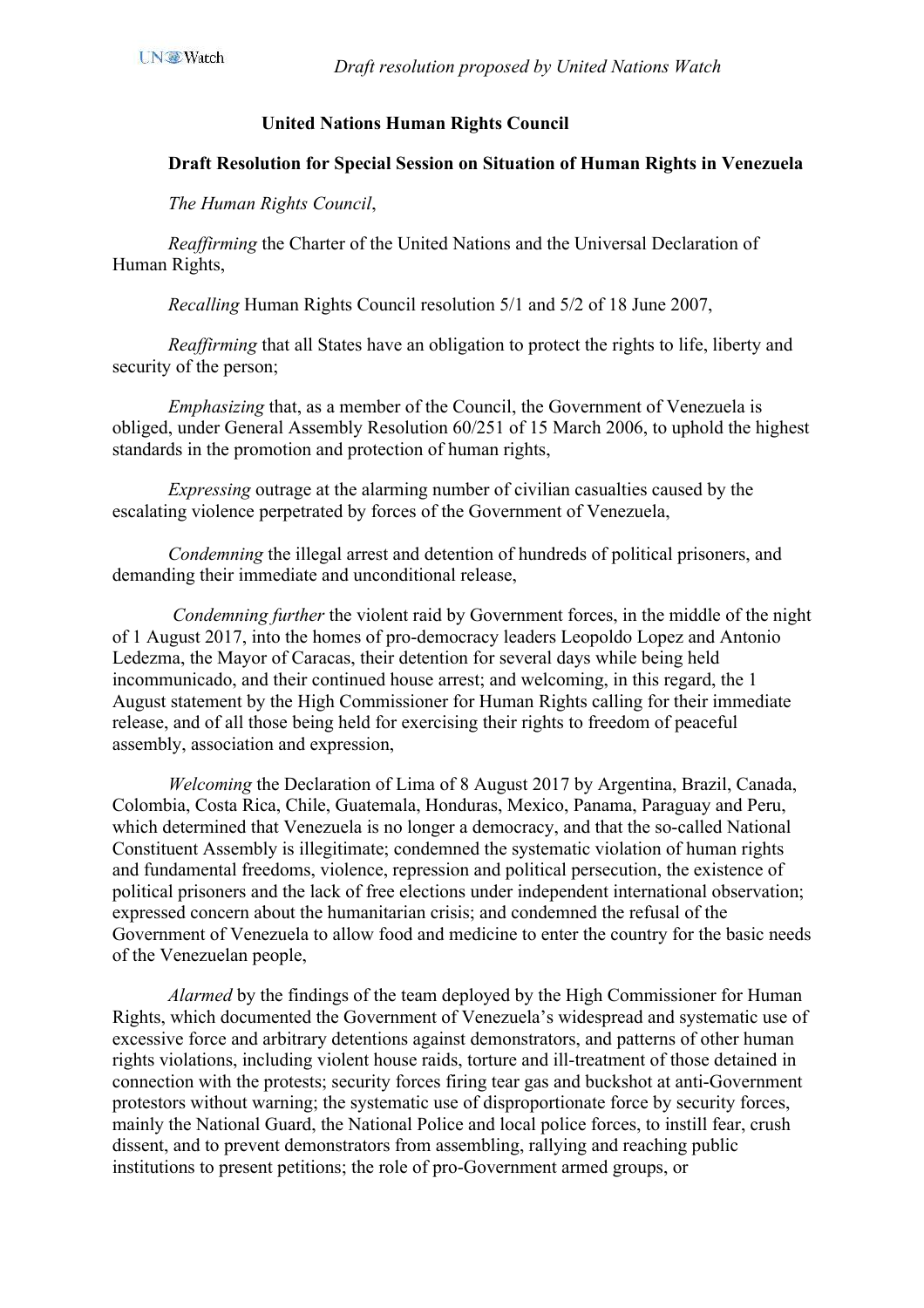**United Nations Human Rights Council**

**Draft Resolution for Special Session on Situation of Human Rights in Venezuela**

*The Human Rights Council*,

*Reaffirming* the Charter of the United Nations and the Universal Declaration of Human Rights,

*Recalling* Human Rights Council resolution 5/1 and 5/2 of 18 June 2007,

*Reaffirming* that all States have an obligation to protect the rights to life, liberty and security of the person;

*Emphasizing* that, as a member of the Council, the Government of Venezuela is obliged, under General Assembly Resolution 60/251 of 15 March 2006, to uphold the highest standards in the promotion and protection of human rights,

*Expressing* outrage at the alarming number of civilian casualties caused by the escalating violence perpetrated by forces of the Government of Venezuela,

*Condemning* the illegal arrest and detention of hundreds of political prisoners, and demanding their immediate and unconditional release,

*Condemning further* the violent raid by Government forces, in the middle of the night of 1 August 2017, into the homes of pro-democracy leaders Leopoldo Lopez and Antonio Ledezma, the Mayor of Caracas, their detention for several days while being held incommunicado, and their continued house arrest; and welcoming, in this regard, the 1 August statement by the High Commissioner for Human Rights calling for their immediate release, and of all those being held for exercising their rights to freedom of peaceful assembly, association and expression,

*Welcoming* the Declaration of Lima of 8 August 2017 by Argentina, Brazil, Canada, Colombia, Costa Rica, Chile, Guatemala, Honduras, Mexico, Panama, Paraguay and Peru, which determined that Venezuela is no longer a democracy, and that the so-called National Constituent Assembly is illegitimate; condemned the systematic violation of human rights and fundamental freedoms, violence, repression and political persecution, the existence of political prisoners and the lack of free elections under independent international observation; expressed concern about the humanitarian crisis; and condemned the refusal of the Government of Venezuela to allow food and medicine to enter the country for the basic needs of the Venezuelan people,

*Alarmed* by the findings of the team deployed by the High Commissioner for Human Rights, which documented the Government of Venezuela's widespread and systematic use of excessive force and arbitrary detentions against demonstrators, and patterns of other human rights violations, including violent house raids, torture and ill-treatment of those detained in connection with the protests; security forces firing tear gas and buckshot at anti-Government protestors without warning; the systematic use of disproportionate force by security forces, mainly the National Guard, the National Police and local police forces, to instill fear, crush dissent, and to prevent demonstrators from assembling, rallying and reaching public institutions to present petitions; the role of pro-Government armed groups, or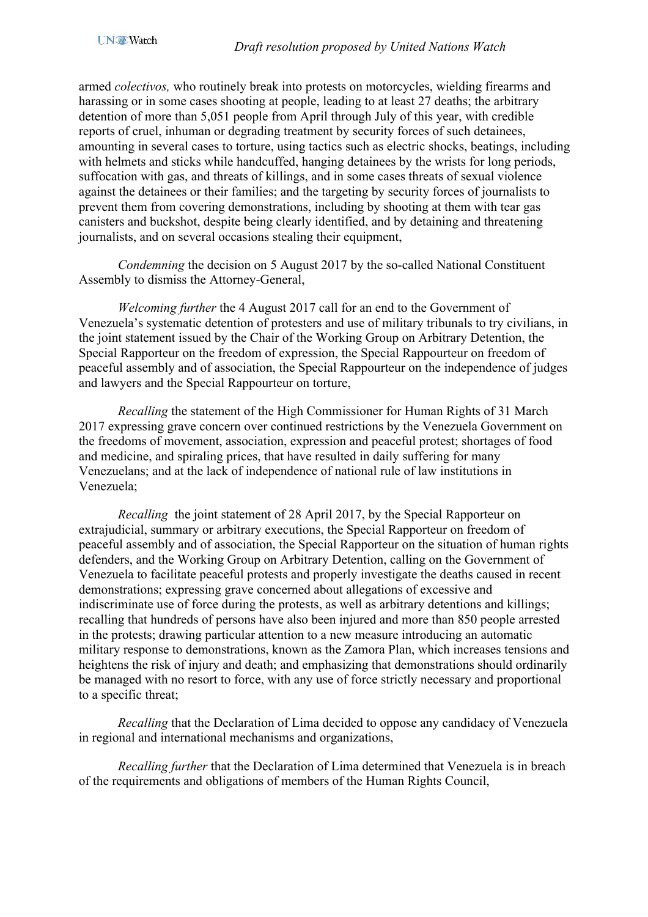armed *colectivos,* who routinely break into protests on motorcycles, wielding firearms and harassing or in some cases shooting at people, leading to at least 27 deaths; the arbitrary detention of more than 5,051 people from April through July of this year, with credible reports of cruel, inhuman or degrading treatment by security forces of such detainees, amounting in several cases to torture, using tactics such as electric shocks, beatings, including with helmets and sticks while handcuffed, hanging detainees by the wrists for long periods, suffocation with gas, and threats of killings, and in some cases threats of sexual violence against the detainees or their families; and the targeting by security forces of journalists to prevent them from covering demonstrations, including by shooting at them with tear gas canisters and buckshot, despite being clearly identified, and by detaining and threatening journalists, and on several occasions stealing their equipment,

*Condemning* the decision on 5 August 2017 by the so-called National Constituent Assembly to dismiss the Attorney-General,

*Welcoming further* the 4 August 2017 call for an end to the Government of Venezuela's systematic detention of protesters and use of military tribunals to try civilians, in the joint statement issued by the Chair of the Working Group on Arbitrary Detention, the Special Rapporteur on the freedom of expression, the Special Rappourteur on freedom of peaceful assembly and of association, the Special Rappourteur on the independence of judges and lawyers and the Special Rappourteur on torture,

*Recalling* the statement of the High Commissioner for Human Rights of 31 March 2017 expressing grave concern over continued restrictions by the Venezuela Government on the freedoms of movement, association, expression and peaceful protest; shortages of food and medicine, and spiraling prices, that have resulted in daily suffering for many Venezuelans; and at the lack of independence of national rule of law institutions in Venezuela;

*Recalling* the joint statement of 28 April 2017, by the Special Rapporteur on extrajudicial, summary or arbitrary executions, the Special Rapporteur on freedom of peaceful assembly and of association, the Special Rapporteur on the situation of human rights defenders, and the Working Group on Arbitrary Detention, calling on the Government of Venezuela to facilitate peaceful protests and properly investigate the deaths caused in recent demonstrations; expressing grave concerned about allegations of excessive and indiscriminate use of force during the protests, as well as arbitrary detentions and killings; recalling that hundreds of persons have also been injured and more than 850 people arrested in the protests; drawing particular attention to a new measure introducing an automatic military response to demonstrations, known as the Zamora Plan, which increases tensions and heightens the risk of injury and death; and emphasizing that demonstrations should ordinarily be managed with no resort to force, with any use of force strictly necessary and proportional to a specific threat;

*Recalling* that the Declaration of Lima decided to oppose any candidacy of Venezuela in regional and international mechanisms and organizations,

*Recalling further* that the Declaration of Lima determined that Venezuela is in breach of the requirements and obligations of members of the Human Rights Council,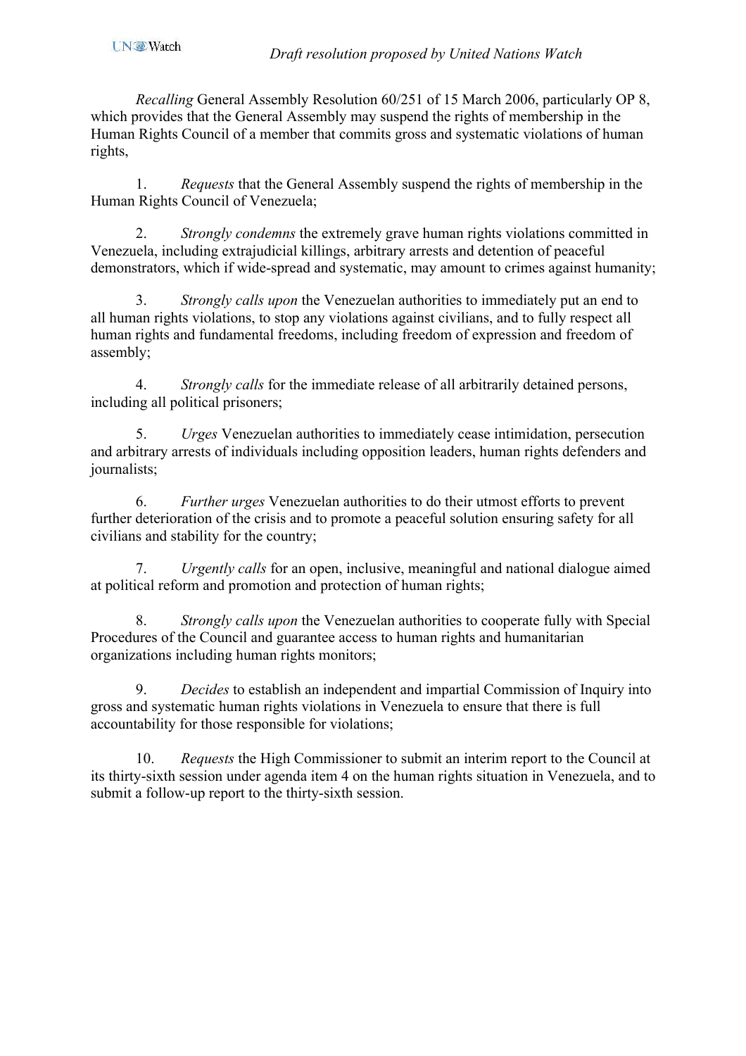*Recalling* General Assembly Resolution 60/251 of 15 March 2006, particularly OP 8, which provides that the General Assembly may suspend the rights of membership in the Human Rights Council of a member that commits gross and systematic violations of human rights,

1. *Requests* that the General Assembly suspend the rights of membership in the Human Rights Council of Venezuela;

2. *Strongly condemns* the extremely grave human rights violations committed in Venezuela, including extrajudicial killings, arbitrary arrests and detention of peaceful demonstrators, which if wide-spread and systematic, may amount to crimes against humanity;

3. *Strongly calls upon* the Venezuelan authorities to immediately put an end to all human rights violations, to stop any violations against civilians, and to fully respect all human rights and fundamental freedoms, including freedom of expression and freedom of assembly;

4. *Strongly calls* for the immediate release of all arbitrarily detained persons, including all political prisoners;

5. *Urges* Venezuelan authorities to immediately cease intimidation, persecution and arbitrary arrests of individuals including opposition leaders, human rights defenders and journalists;

6. *Further urges* Venezuelan authorities to do their utmost efforts to prevent further deterioration of the crisis and to promote a peaceful solution ensuring safety for all civilians and stability for the country;

7. *Urgently calls* for an open, inclusive, meaningful and national dialogue aimed at political reform and promotion and protection of human rights;

8. *Strongly calls upon* the Venezuelan authorities to cooperate fully with Special Procedures of the Council and guarantee access to human rights and humanitarian organizations including human rights monitors;

9. *Decides* to establish an independent and impartial Commission of Inquiry into gross and systematic human rights violations in Venezuela to ensure that there is full accountability for those responsible for violations;

10. *Requests* the High Commissioner to submit an interim report to the Council at its thirty-sixth session under agenda item 4 on the human rights situation in Venezuela, and to submit a follow-up report to the thirty-sixth session.